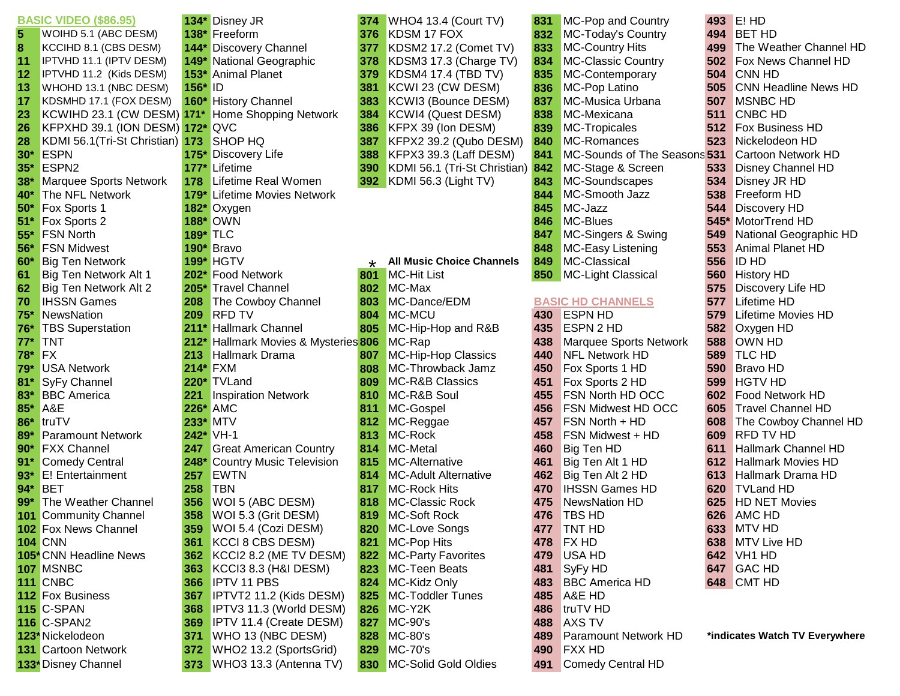## BASIC VIDEO ($86.95)

| Channel | Name |
|---|---|
| 5 | WOIHD 5.1 (ABC DESM) |
| 8 | KCCIHD 8.1 (CBS DESM) |
| 11 | IPTVHD 11.1 (IPTV DESM) |
| 12 | IPTVHD 11.2 (Kids DESM) |
| 13 | WHOHD 13.1 (NBC DESM) |
| 17 | KDSMHD 17.1 (FOX DESM) |
| 23 | KCWIHD 23.1 (CW DESM) |
| 26 | KFPXHD 39.1 (ION DESM) |
| 28 | KDMI 56.1(Tri-St Christian) |
| 30* | ESPN |
| 35* | ESPN2 |
| 38* | Marquee Sports Network |
| 40* | The NFL Network |
| 50* | Fox Sports 1 |
| 51* | Fox Sports 2 |
| 55* | FSN North |
| 56* | FSN Midwest |
| 60* | Big Ten Network |
| 61 | Big Ten Network Alt 1 |
| 62 | Big Ten Network Alt 2 |
| 70 | IHSSN Games |
| 75* | NewsNation |
| 76* | TBS Superstation |
| 77* | TNT |
| 78* | FX |
| 79* | USA Network |
| 81* | SyFy Channel |
| 83* | BBC America |
| 85* | A&E |
| 86* | truTV |
| 89* | Paramount Network |
| 90* | FXX Channel |
| 91* | Comedy Central |
| 93* | E! Entertainment |
| 94* | BET |
| 99* | The Weather Channel |
| 101 | Community Channel |
| 102 | Fox News Channel |
| 104 | CNN |
| 105* | CNN Headline News |
| 107 | MSNBC |
| 111 | CNBC |
| 112 | Fox Business |
| 115 | C-SPAN |
| 116 | C-SPAN2 |
| 123* | Nickelodeon |
| 131 | Cartoon Network |
| 133* | Disney Channel |
| 134* | Disney JR |
| 138* | Freeform |
| 144* | Discovery Channel |
| 149* | National Geographic |
| 153* | Animal Planet |
| 156* | ID |
| 160* | History Channel |
| 171* | Home Shopping Network |
| 172* | QVC |
| 173 | SHOP HQ |
| 175* | Discovery Life |
| 177* | Lifetime |
| 178 | Lifetime Real Women |
| 179* | Lifetime Movies Network |
| 182* | Oxygen |
| 188* | OWN |
| 189* | TLC |
| 190* | Bravo |
| 199* | HGTV |
| 202* | Food Network |
| 205* | Travel Channel |
| 208 | The Cowboy Channel |
| 209 | RFD TV |
| 211* | Hallmark Channel |
| 212* | Hallmark Movies & Mysteries |
| 213 | Hallmark Drama |
| 214* | FXM |
| 220* | TVLand |
| 221 | Inspiration Network |
| 226* | AMC |
| 233* | MTV |
| 242* | VH-1 |
| 247 | Great American Country |
| 248* | Country Music Television |
| 257 | EWTN |
| 258 | TBN |
| 356 | WOI 5 (ABC DESM) |
| 358 | WOI 5.3 (Grit DESM) |
| 359 | WOI 5.4 (Cozi DESM) |
| 361 | KCCI 8 CBS DESM) |
| 362 | KCCI2 8.2 (ME TV DESM) |
| 363 | KCCI3 8.3 (H&I DESM) |
| 366 | IPTV 11 PBS |
| 367 | IPTVT2 11.2 (Kids DESM) |
| 368 | IPTV3 11.3 (World DESM) |
| 369 | IPTV 11.4 (Create DESM) |
| 371 | WHO 13 (NBC DESM) |
| 372 | WHO2 13.2 (SportsGrid) |
| 373 | WHO3 13.3 (Antenna TV) |
| 374 | WHO4 13.4 (Court TV) |
| 376 | KDSM 17 FOX |
| 377 | KDSM2 17.2 (Comet TV) |
| 378 | KDSM3 17.3 (Charge TV) |
| 379 | KDSM4 17.4 (TBD TV) |
| 381 | KCWI 23 (CW DESM) |
| 383 | KCWI3 (Bounce DESM) |
| 384 | KCWI4 (Quest DESM) |
| 386 | KFPX 39 (Ion DESM) |
| 387 | KFPX2 39.2 (Qubo DESM) |
| 388 | KFPX3 39.3 (Laff DESM) |
| 390 | KDMI 56.1 (Tri-St Christian) |
| 392 | KDMI 56.3 (Light TV) |

### * All Music Choice Channels

| Channel | Name |
|---|---|
| 801 | MC-Hit List |
| 802 | MC-Max |
| 803 | MC-Dance/EDM |
| 804 | MC-MCU |
| 805 | MC-Hip-Hop and R&B |
| 806 | MC-Rap |
| 807 | MC-Hip-Hop Classics |
| 808 | MC-Throwback Jamz |
| 809 | MC-R&B Classics |
| 810 | MC-R&B Soul |
| 811 | MC-Gospel |
| 812 | MC-Reggae |
| 813 | MC-Rock |
| 814 | MC-Metal |
| 815 | MC-Alternative |
| 814 | MC-Adult Alternative |
| 817 | MC-Rock Hits |
| 818 | MC-Classic Rock |
| 819 | MC-Soft Rock |
| 820 | MC-Love Songs |
| 821 | MC-Pop Hits |
| 822 | MC-Party Favorites |
| 823 | MC-Teen Beats |
| 824 | MC-Kidz Only |
| 825 | MC-Toddler Tunes |
| 826 | MC-Y2K |
| 827 | MC-90's |
| 828 | MC-80's |
| 829 | MC-70's |
| 830 | MC-Solid Gold Oldies |
| 831 | MC-Pop and Country |
| 832 | MC-Today's Country |
| 833 | MC-Country Hits |
| 834 | MC-Classic Country |
| 835 | MC-Contemporary |
| 836 | MC-Pop Latino |
| 837 | MC-Musica Urbana |
| 838 | MC-Mexicana |
| 839 | MC-Tropicales |
| 840 | MC-Romances |
| 841 | MC-Sounds of The Seasons |
| 842 | MC-Stage & Screen |
| 843 | MC-Soundscapes |
| 844 | MC-Smooth Jazz |
| 845 | MC-Jazz |
| 846 | MC-Blues |
| 847 | MC-Singers & Swing |
| 848 | MC-Easy Listening |
| 849 | MC-Classical |
| 850 | MC-Light Classical |

## BASIC HD CHANNELS

| Channel | Name |
|---|---|
| 430 | ESPN HD |
| 435 | ESPN 2 HD |
| 438 | Marquee Sports Network |
| 440 | NFL Network HD |
| 450 | Fox Sports 1 HD |
| 451 | Fox Sports 2 HD |
| 455 | FSN North HD OCC |
| 456 | FSN Midwest HD OCC |
| 457 | FSN North + HD |
| 458 | FSN Midwest + HD |
| 460 | Big Ten HD |
| 461 | Big Ten Alt 1 HD |
| 462 | Big Ten Alt 2 HD |
| 470 | IHSSN Games HD |
| 475 | NewsNation HD |
| 476 | TBS HD |
| 477 | TNT HD |
| 478 | FX HD |
| 479 | USA HD |
| 481 | SyFy HD |
| 483 | BBC America HD |
| 485 | A&E HD |
| 486 | truTV HD |
| 488 | AXS TV |
| 489 | Paramount Network HD |
| 490 | FXX HD |
| 491 | Comedy Central HD |
| 493 | E! HD |
| 494 | BET HD |
| 499 | The Weather Channel HD |
| 502 | Fox News Channel HD |
| 504 | CNN HD |
| 505 | CNN Headline News HD |
| 507 | MSNBC HD |
| 511 | CNBC HD |
| 512 | Fox Business HD |
| 523 | Nickelodeon HD |
| 531 | Cartoon Network HD |
| 533 | Disney Channel HD |
| 534 | Disney JR HD |
| 538 | Freeform HD |
| 544 | Discovery HD |
| 545* | MotorTrend HD |
| 549 | National Geographic HD |
| 553 | Animal Planet HD |
| 556 | ID HD |
| 560 | History HD |
| 575 | Discovery Life HD |
| 577 | Lifetime HD |
| 579 | Lifetime Movies HD |
| 582 | Oxygen HD |
| 588 | OWN HD |
| 589 | TLC HD |
| 590 | Bravo HD |
| 599 | HGTV HD |
| 602 | Food Network HD |
| 605 | Travel Channel HD |
| 608 | The Cowboy Channel HD |
| 609 | RFD TV HD |
| 611 | Hallmark Channel HD |
| 612 | Hallmark Movies HD |
| 613 | Hallmark Drama HD |
| 620 | TVLand HD |
| 625 | HD NET Movies |
| 626 | AMC HD |
| 633 | MTV HD |
| 638 | MTV Live HD |
| 642 | VH1 HD |
| 647 | GAC HD |
| 648 | CMT HD |

**\*indicates Watch TV Everywhere**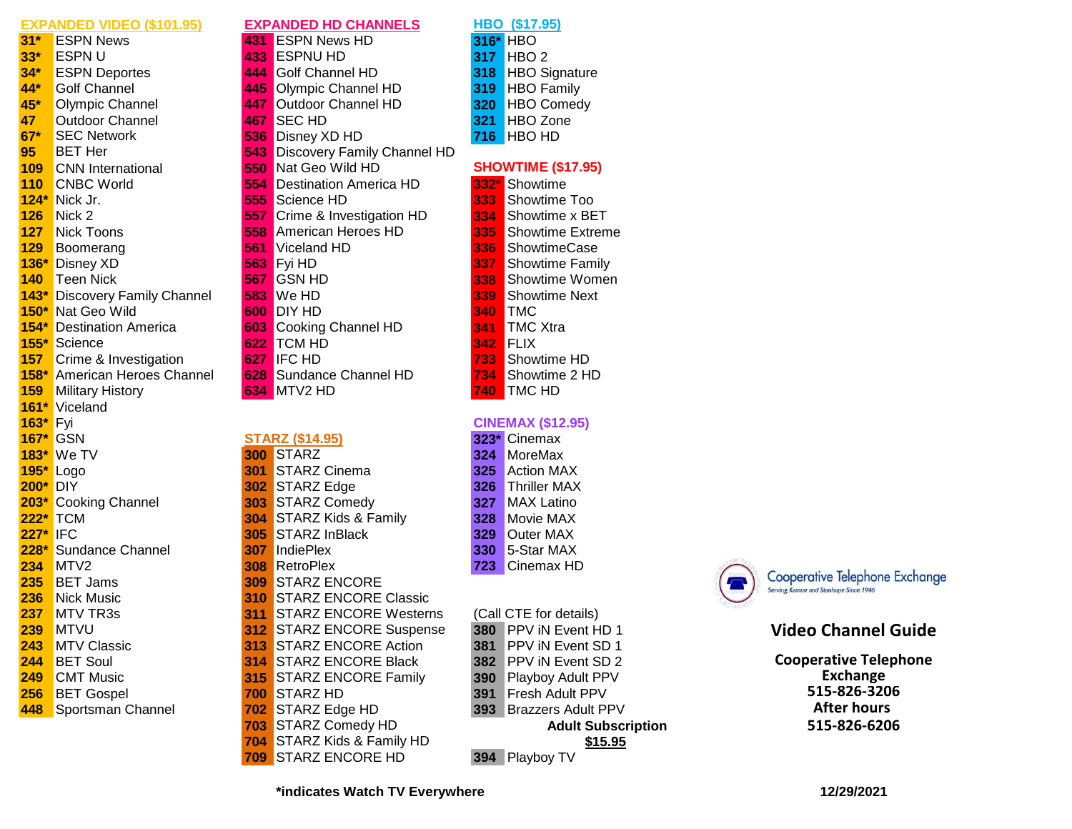## EXPANDED VIDEO ($101.95)

| | |
|---|---|
| 31* | ESPN News |
| 33* | ESPN U |
| 34* | ESPN Deportes |
| 44* | Golf Channel |
| 45* | Olympic Channel |
| 47 | Outdoor Channel |
| 67* | SEC Network |
| 95 | BET Her |
| 109 | CNN International |
| 110 | CNBC World |
| 124* | Nick Jr. |
| 126 | Nick 2 |
| 127 | Nick Toons |
| 129 | Boomerang |
| 136* | Disney XD |
| 140 | Teen Nick |
| 143* | Discovery Family Channel |
| 150* | Nat Geo Wild |
| 154* | Destination America |
| 155* | Science |
| 157 | Crime & Investigation |
| 158* | American Heroes Channel |
| 159 | Military History |
| 161* | Viceland |
| 163* | Fyi |
| 167* | GSN |
| 183* | We TV |
| 195* | Logo |
| 200* | DIY |
| 203* | Cooking Channel |
| 222* | TCM |
| 227* | IFC |
| 228* | Sundance Channel |
| 234 | MTV2 |
| 235 | BET Jams |
| 236 | Nick Music |
| 237 | MTV TR3s |
| 239 | MTVU |
| 243 | MTV Classic |
| 244 | BET Soul |
| 249 | CMT Music |
| 256 | BET Gospel |
| 448 | Sportsman Channel |

## EXPANDED HD CHANNELS

| | |
|---|---|
| 431 | ESPN News HD |
| 433 | ESPNU HD |
| 444 | Golf Channel HD |
| 445 | Olympic Channel HD |
| 447 | Outdoor Channel HD |
| 467 | SEC HD |
| 536 | Disney XD HD |
| 543 | Discovery Family Channel HD |
| 550 | Nat Geo Wild HD |
| 554 | Destination America HD |
| 555 | Science HD |
| 557 | Crime & Investigation HD |
| 558 | American Heroes HD |
| 561 | Viceland HD |
| 563 | Fyi HD |
| 567 | GSN HD |
| 583 | We HD |
| 600 | DIY HD |
| 603 | Cooking Channel HD |
| 622 | TCM HD |
| 627 | IFC HD |
| 628 | Sundance Channel HD |
| 634 | MTV2 HD |

## STARZ ($14.95)

| | |
|---|---|
| 300 | STARZ |
| 301 | STARZ Cinema |
| 302 | STARZ Edge |
| 303 | STARZ Comedy |
| 304 | STARZ Kids & Family |
| 305 | STARZ InBlack |
| 307 | IndiePlex |
| 308 | RetroPlex |
| 309 | STARZ ENCORE |
| 310 | STARZ ENCORE Classic |
| 311 | STARZ ENCORE Westerns |
| 312 | STARZ ENCORE Suspense |
| 313 | STARZ ENCORE Action |
| 314 | STARZ ENCORE Black |
| 315 | STARZ ENCORE Family |
| 700 | STARZ HD |
| 702 | STARZ Edge HD |
| 703 | STARZ Comedy HD |
| 704 | STARZ Kids & Family HD |
| 709 | STARZ ENCORE HD |

## HBO ($17.95)

| | |
|---|---|
| 316* | HBO |
| 317 | HBO 2 |
| 318 | HBO Signature |
| 319 | HBO Family |
| 320 | HBO Comedy |
| 321 | HBO Zone |
| 716 | HBO HD |

## SHOWTIME ($17.95)

| | |
|---|---|
| 332* | Showtime |
| 333 | Showtime Too |
| 334 | Showtime x BET |
| 335 | Showtime Extreme |
| 336 | ShowtimeCase |
| 337 | Showtime Family |
| 338 | Showtime Women |
| 339 | Showtime Next |
| 340 | TMC |
| 341 | TMC Xtra |
| 342 | FLIX |
| 733 | Showtime HD |
| 734 | Showtime 2 HD |
| 740 | TMC HD |

## CINEMAX ($12.95)

| | |
|---|---|
| 323* | Cinemax |
| 324 | MoreMax |
| 325 | Action MAX |
| 326 | Thriller MAX |
| 327 | MAX Latino |
| 328 | Movie MAX |
| 329 | Outer MAX |
| 330 | 5-Star MAX |
| 723 | Cinemax HD |

(Call CTE for details)

| | |
|---|---|
| 380 | PPV iN Event HD 1 |
| 381 | PPV iN Event SD 1 |
| 382 | PPV iN Event SD 2 |
| 390 | Playboy Adult PPV |
| 391 | Fresh Adult PPV |
| 393 | Brazzers Adult PPV |

**Adult Subscription**
**$15.95**

| | |
|---|---|
| 394 | Playboy TV |

Cooperative Telephone Exchange
Serving Kamrar and Stanhope Since 1946

**Video Channel Guide**

**Cooperative Telephone Exchange**
**515-826-3206**
**After hours**
**515-826-6206**

**\*indicates Watch TV Everywhere**

**12/29/2021**